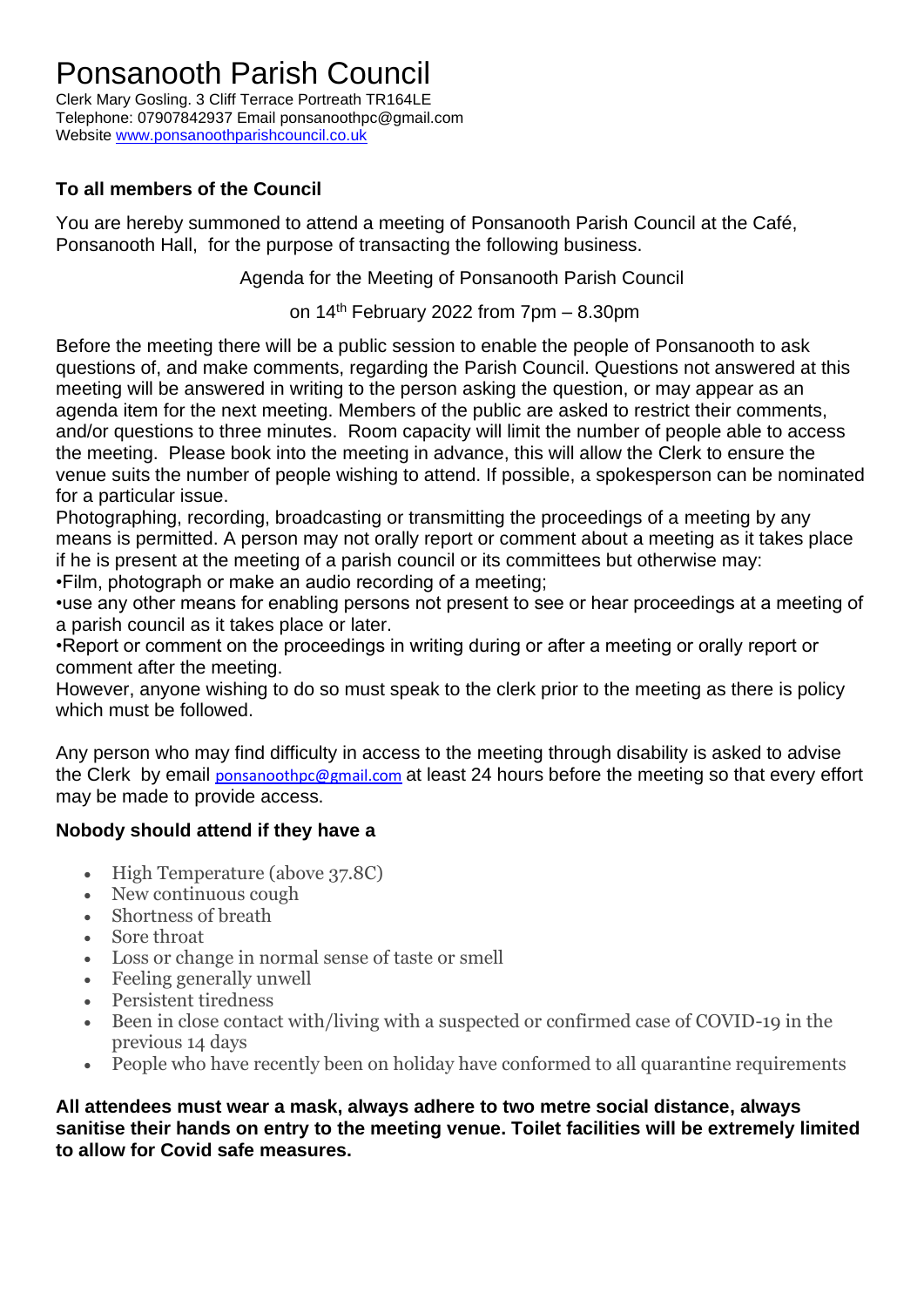# Ponsanooth Parish Council

Clerk Mary Gosling. 3 Cliff Terrace Portreath TR164LE
Telephone: 07907842937 Email ponsanoothpc@gmail.com
Website www.ponsanoothparishcouncil.co.uk

**To all members of the Council**

You are hereby summoned to attend a meeting of Ponsanooth Parish Council at the Café, Ponsanooth Hall, for the purpose of transacting the following business.

Agenda for the Meeting of Ponsanooth Parish Council

on 14th February 2022 from 7pm – 8.30pm

Before the meeting there will be a public session to enable the people of Ponsanooth to ask questions of, and make comments, regarding the Parish Council. Questions not answered at this meeting will be answered in writing to the person asking the question, or may appear as an agenda item for the next meeting. Members of the public are asked to restrict their comments, and/or questions to three minutes. Room capacity will limit the number of people able to access the meeting. Please book into the meeting in advance, this will allow the Clerk to ensure the venue suits the number of people wishing to attend. If possible, a spokesperson can be nominated for a particular issue.

Photographing, recording, broadcasting or transmitting the proceedings of a meeting by any means is permitted. A person may not orally report or comment about a meeting as it takes place if he is present at the meeting of a parish council or its committees but otherwise may:

- Film, photograph or make an audio recording of a meeting;
- use any other means for enabling persons not present to see or hear proceedings at a meeting of a parish council as it takes place or later.
- Report or comment on the proceedings in writing during or after a meeting or orally report or comment after the meeting.

However, anyone wishing to do so must speak to the clerk prior to the meeting as there is policy which must be followed.

Any person who may find difficulty in access to the meeting through disability is asked to advise the Clerk by email ponsanoothpc@gmail.com at least 24 hours before the meeting so that every effort may be made to provide access.

**Nobody should attend if they have a**

- High Temperature (above 37.8C)
- New continuous cough
- Shortness of breath
- Sore throat
- Loss or change in normal sense of taste or smell
- Feeling generally unwell
- Persistent tiredness
- Been in close contact with/living with a suspected or confirmed case of COVID-19 in the previous 14 days
- People who have recently been on holiday have conformed to all quarantine requirements

**All attendees must wear a mask, always adhere to two metre social distance, always sanitise their hands on entry to the meeting venue. Toilet facilities will be extremely limited to allow for Covid safe measures.**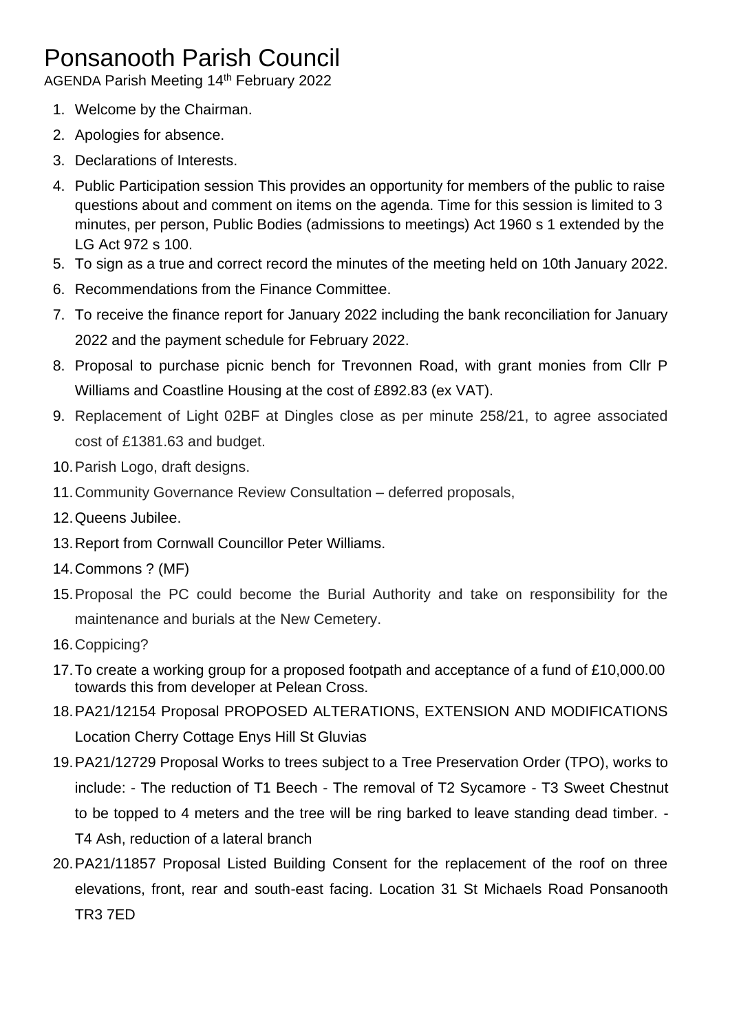# Ponsanooth Parish Council

AGENDA Parish Meeting 14th February 2022

1. Welcome by the Chairman.
2. Apologies for absence.
3. Declarations of Interests.
4. Public Participation session This provides an opportunity for members of the public to raise questions about and comment on items on the agenda. Time for this session is limited to 3 minutes, per person, Public Bodies (admissions to meetings) Act 1960 s 1 extended by the LG Act 972 s 100.
5. To sign as a true and correct record the minutes of the meeting held on 10th January 2022.
6. Recommendations from the Finance Committee.
7. To receive the finance report for January 2022 including the bank reconciliation for January 2022 and the payment schedule for February 2022.
8. Proposal to purchase picnic bench for Trevonnen Road, with grant monies from Cllr P Williams and Coastline Housing at the cost of £892.83 (ex VAT).
9. Replacement of Light 02BF at Dingles close as per minute 258/21, to agree associated cost of £1381.63 and budget.
10. Parish Logo, draft designs.
11. Community Governance Review Consultation – deferred proposals,
12. Queens Jubilee.
13. Report from Cornwall Councillor Peter Williams.
14. Commons ? (MF)
15. Proposal the PC could become the Burial Authority and take on responsibility for the maintenance and burials at the New Cemetery.
16. Coppicing?
17. To create a working group for a proposed footpath and acceptance of a fund of £10,000.00 towards this from developer at Pelean Cross.
18. PA21/12154 Proposal PROPOSED ALTERATIONS, EXTENSION AND MODIFICATIONS Location Cherry Cottage Enys Hill St Gluvias
19. PA21/12729 Proposal Works to trees subject to a Tree Preservation Order (TPO), works to include: - The reduction of T1 Beech - The removal of T2 Sycamore - T3 Sweet Chestnut to be topped to 4 meters and the tree will be ring barked to leave standing dead timber. - T4 Ash, reduction of a lateral branch
20. PA21/11857 Proposal Listed Building Consent for the replacement of the roof on three elevations, front, rear and south-east facing. Location 31 St Michaels Road Ponsanooth TR3 7ED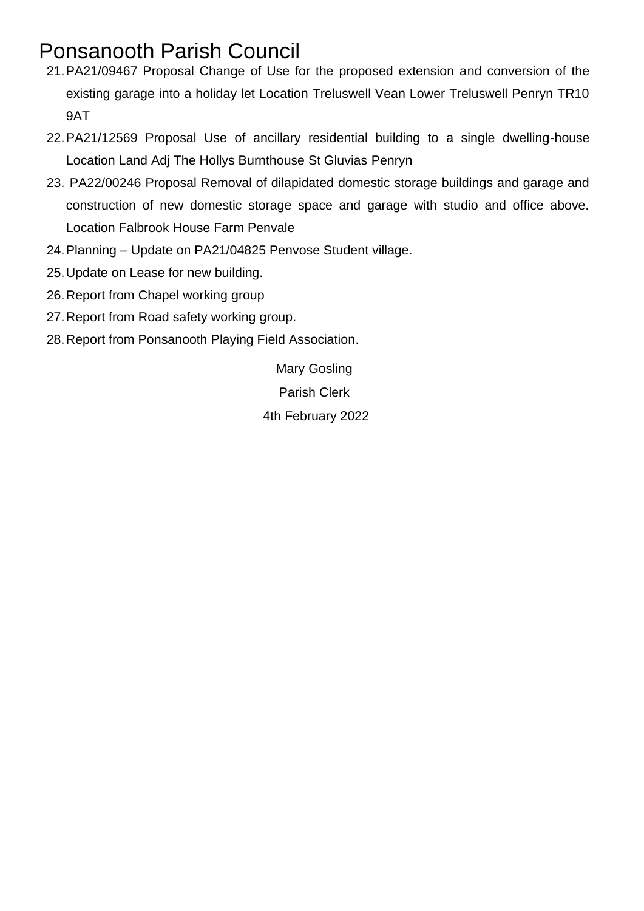# Ponsanooth Parish Council

21. PA21/09467 Proposal Change of Use for the proposed extension and conversion of the existing garage into a holiday let Location Treluswell Vean Lower Treluswell Penryn TR10 9AT
22. PA21/12569 Proposal Use of ancillary residential building to a single dwelling-house Location Land Adj The Hollys Burnthouse St Gluvias Penryn
23. PA22/00246 Proposal Removal of dilapidated domestic storage buildings and garage and construction of new domestic storage space and garage with studio and office above. Location Falbrook House Farm Penvale
24. Planning – Update on PA21/04825 Penvose Student village.
25. Update on Lease for new building.
26. Report from Chapel working group
27. Report from Road safety working group.
28. Report from Ponsanooth Playing Field Association.

Mary Gosling

Parish Clerk

4th February 2022